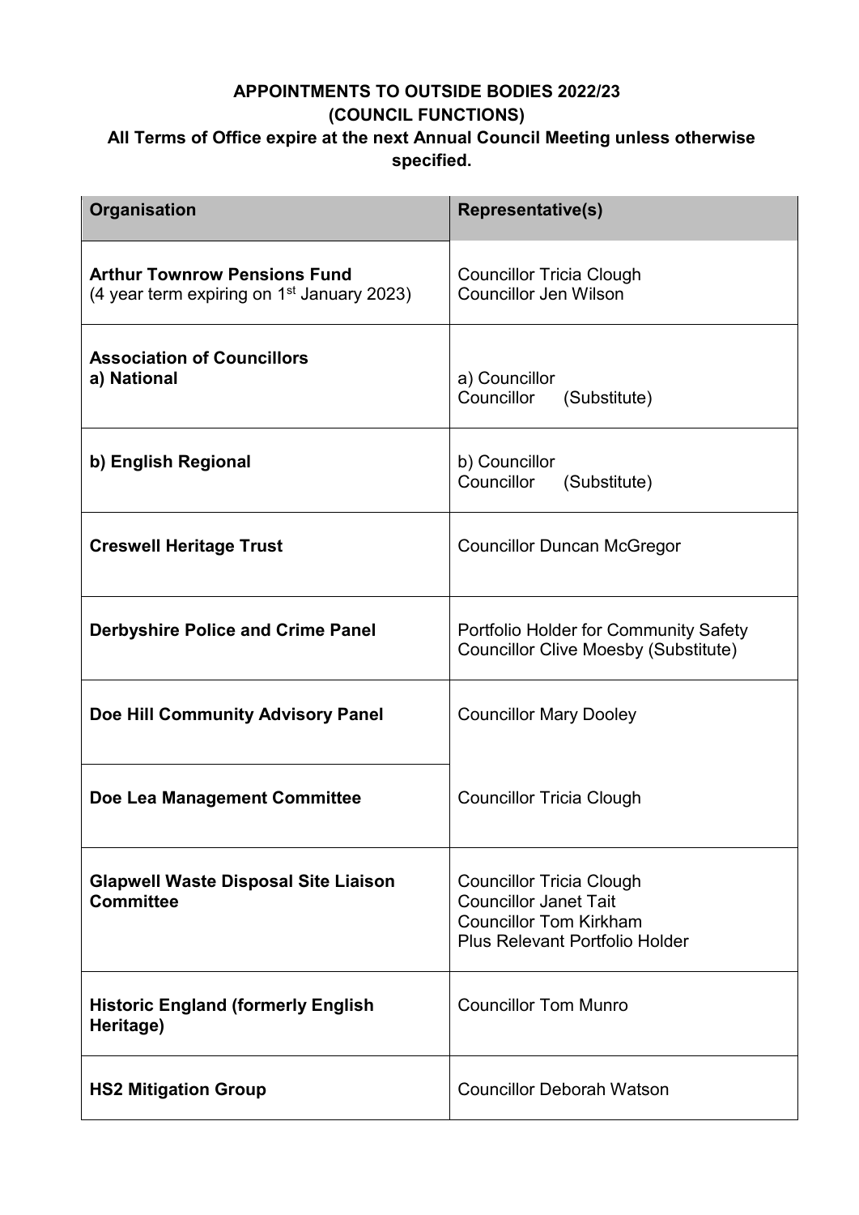**APPOINTMENTS TO OUTSIDE BODIES 2022/23**
**(COUNCIL FUNCTIONS)**
**All Terms of Office expire at the next Annual Council Meeting unless otherwise specified.**

| Organisation | Representative(s) |
| --- | --- |
| **Arthur Townrow Pensions Fund**<br>(4 year term expiring on 1st January 2023) | Councillor Tricia Clough<br>Councillor Jen Wilson |
| **Association of Councillors**<br>**a) National** | a) Councillor<br>Councillor (Substitute) |
| **b) English Regional** | b) Councillor<br>Councillor (Substitute) |
| **Creswell Heritage Trust** | Councillor Duncan McGregor |
| **Derbyshire Police and Crime Panel** | Portfolio Holder for Community Safety<br>Councillor Clive Moesby (Substitute) |
| **Doe Hill Community Advisory Panel** | Councillor Mary Dooley |
| **Doe Lea Management Committee** | Councillor Tricia Clough |
| **Glapwell Waste Disposal Site Liaison Committee** | Councillor Tricia Clough<br>Councillor Janet Tait<br>Councillor Tom Kirkham<br>Plus Relevant Portfolio Holder |
| **Historic England (formerly English Heritage)** | Councillor Tom Munro |
| **HS2 Mitigation Group** | Councillor Deborah Watson |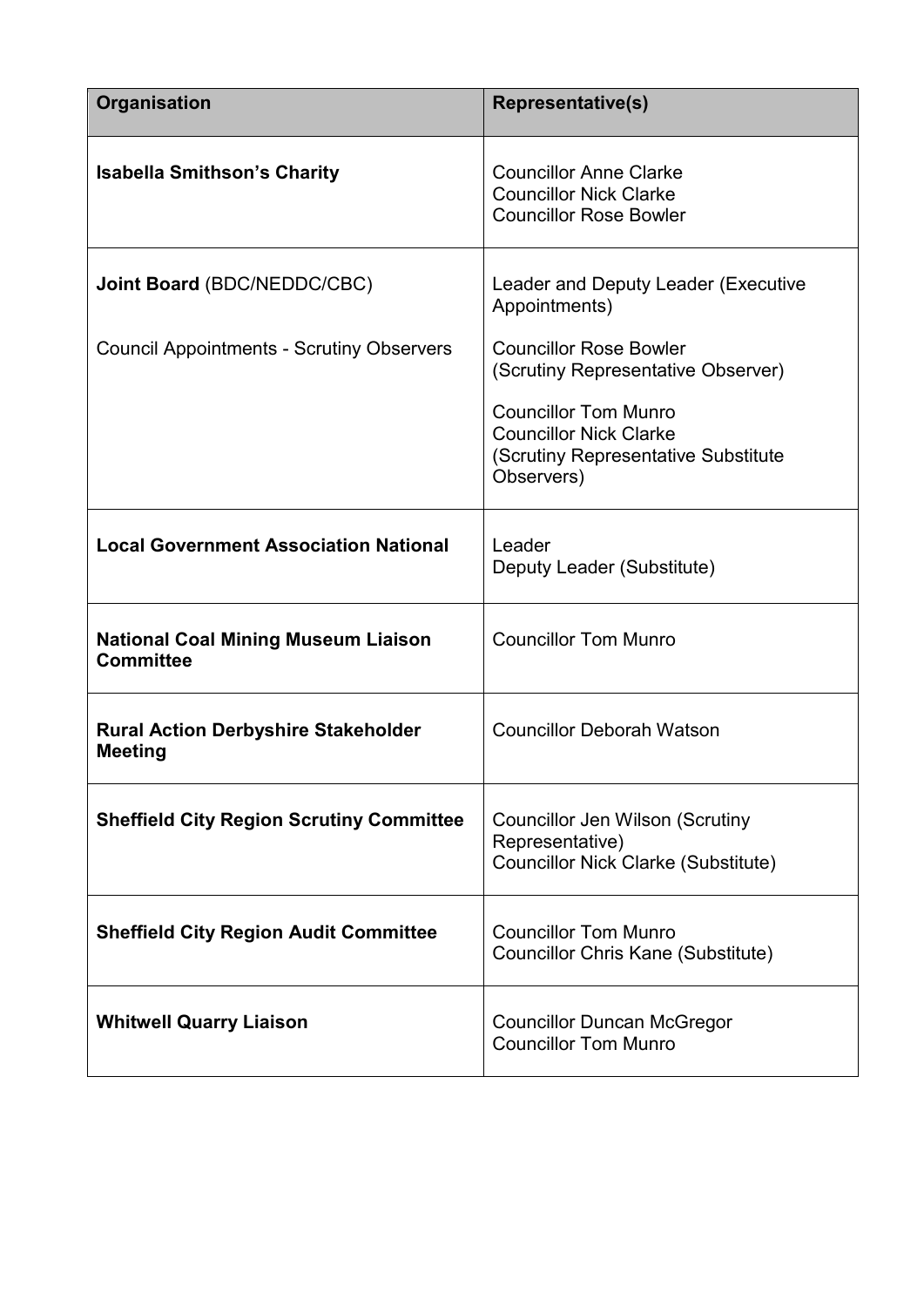| Organisation | Representative(s) |
|---|---|
| **Isabella Smithson's Charity** | Councillor Anne Clarke<br>Councillor Nick Clarke<br>Councillor Rose Bowler |
| **Joint Board** (BDC/NEDDC/CBC)<br><br>Council Appointments - Scrutiny Observers | Leader and Deputy Leader (Executive Appointments)<br><br>Councillor Rose Bowler (Scrutiny Representative Observer)<br><br>Councillor Tom Munro<br>Councillor Nick Clarke<br>(Scrutiny Representative Substitute Observers) |
| **Local Government Association National** | Leader<br>Deputy Leader (Substitute) |
| **National Coal Mining Museum Liaison Committee** | Councillor Tom Munro |
| **Rural Action Derbyshire Stakeholder Meeting** | Councillor Deborah Watson |
| **Sheffield City Region Scrutiny Committee** | Councillor Jen Wilson (Scrutiny Representative)<br>Councillor Nick Clarke (Substitute) |
| **Sheffield City Region Audit Committee** | Councillor Tom Munro<br>Councillor Chris Kane (Substitute) |
| **Whitwell Quarry Liaison** | Councillor Duncan McGregor<br>Councillor Tom Munro |